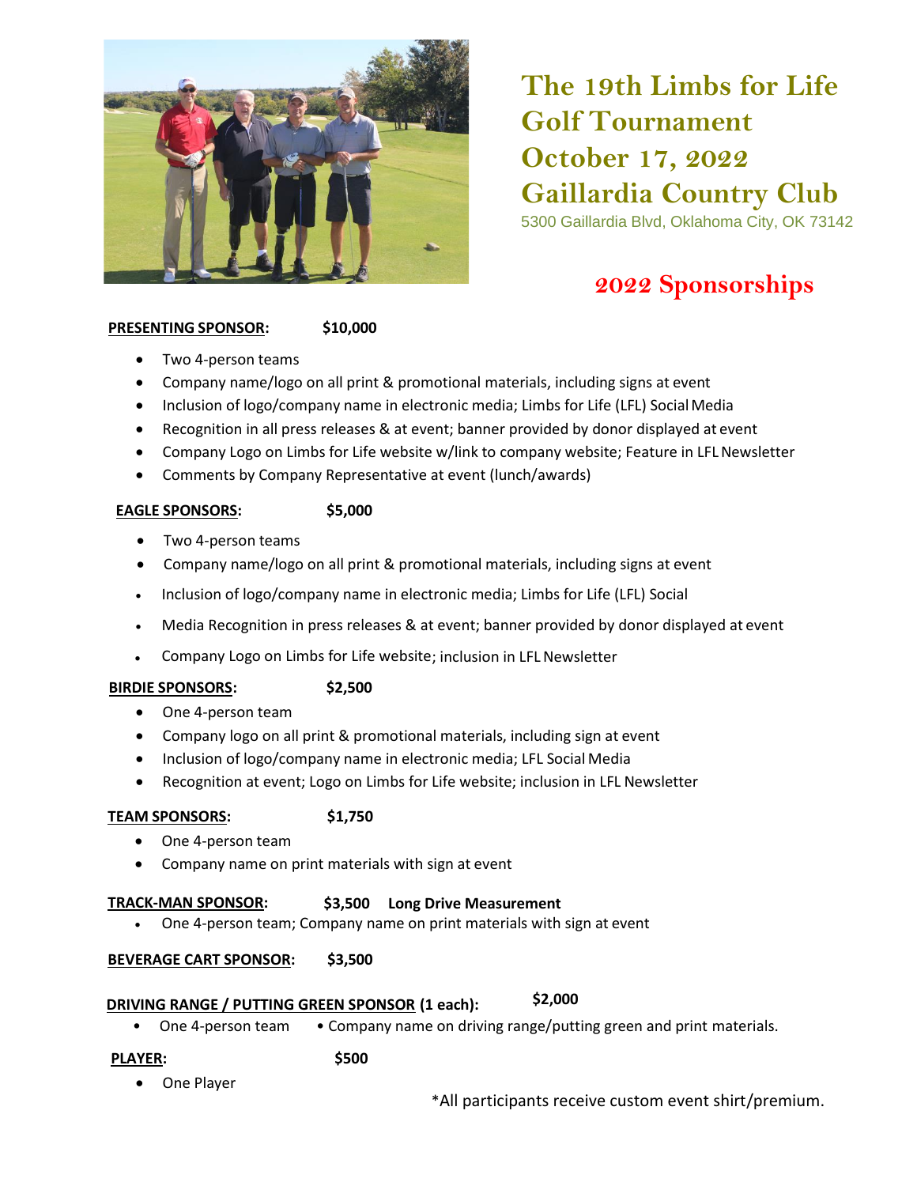# The 19th Limbs for Life Golf Tournament
# October 17, 2022
# Gaillardia Country Club

5300 Gaillardia Blvd, Oklahoma City, OK 73142

## 2022 Sponsorships

**PRESENTING SPONSOR: $10,000**

- Two 4-person teams
- Company name/logo on all print & promotional materials, including signs at event
- Inclusion of logo/company name in electronic media; Limbs for Life (LFL) Social Media
- Recognition in all press releases & at event; banner provided by donor displayed at event
- Company Logo on Limbs for Life website w/link to company website; Feature in LFL Newsletter
- Comments by Company Representative at event (lunch/awards)

**EAGLE SPONSORS: $5,000**

- Two 4-person teams
- Company name/logo on all print & promotional materials, including signs at event
- Inclusion of logo/company name in electronic media; Limbs for Life (LFL) Social
- Media Recognition in press releases & at event; banner provided by donor displayed at event
- Company Logo on Limbs for Life website; inclusion in LFL Newsletter

**BIRDIE SPONSORS: $2,500**

- One 4-person team
- Company logo on all print & promotional materials, including sign at event
- Inclusion of logo/company name in electronic media; LFL Social Media
- Recognition at event; Logo on Limbs for Life website; inclusion in LFL Newsletter

**TEAM SPONSORS: $1,750**

- One 4-person team
- Company name on print materials with sign at event

**TRACK-MAN SPONSOR: $3,500 Long Drive Measurement**

- One 4-person team; Company name on print materials with sign at event

**BEVERAGE CART SPONSOR: $3,500**

**DRIVING RANGE / PUTTING GREEN SPONSOR (1 each): $2,000**

- One 4-person team
- Company name on driving range/putting green and print materials.

**PLAYER: $500**

- One Player

*All participants receive custom event shirt/premium.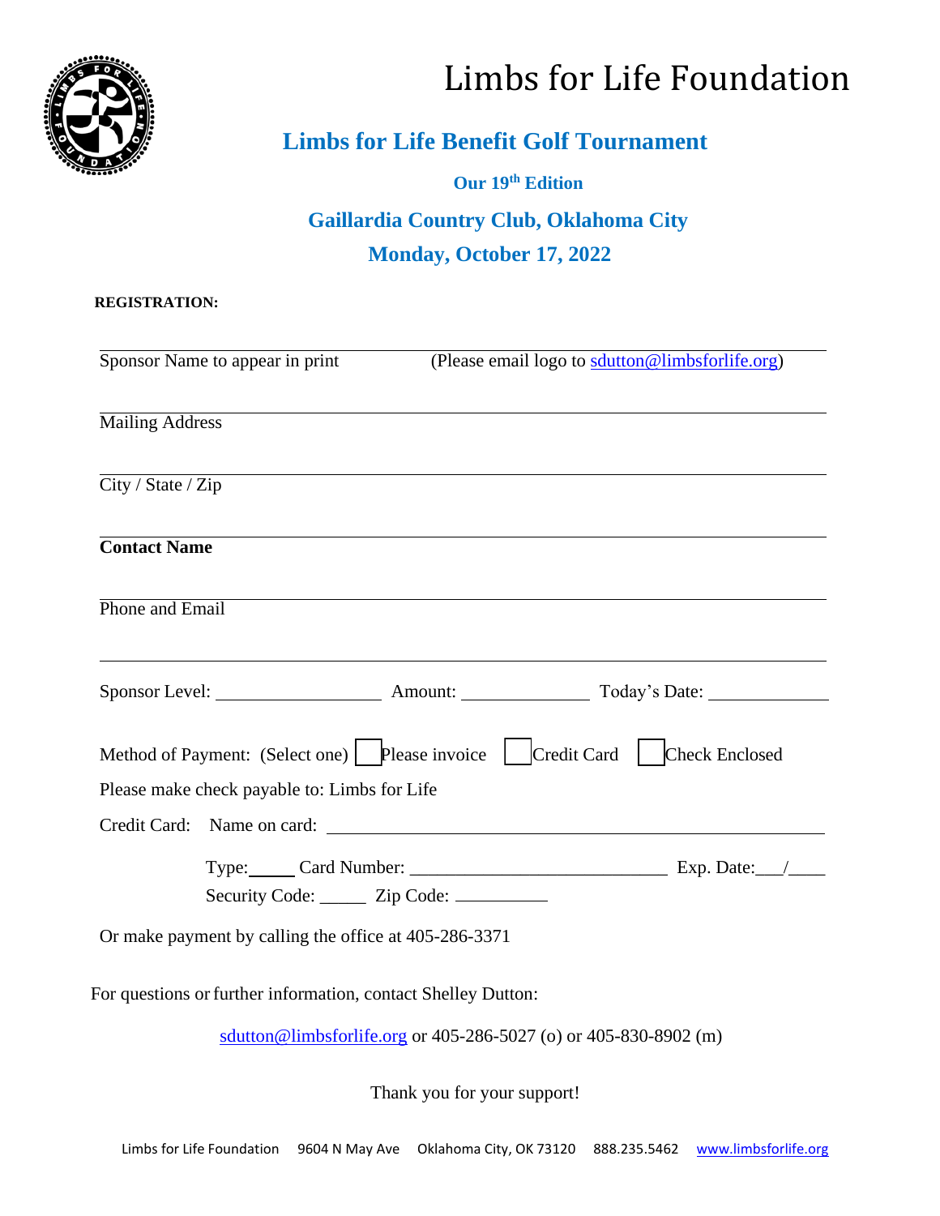# Limbs for Life Foundation

## Limbs for Life Benefit Golf Tournament

**Our 19th Edition**

**Gaillardia Country Club, Oklahoma City**

**Monday, October 17, 2022**

**REGISTRATION:**

Sponsor Name to appear in print (Please email logo to sdutton@limbsforlife.org)

Mailing Address

City / State / Zip

**Contact Name**

Phone and Email

Sponsor Level: ________________ Amount: ____________ Today's Date: ____________

Method of Payment: (Select one) ☐ Please invoice ☐ Credit Card ☐ Check Enclosed

Please make check payable to: Limbs for Life

Credit Card: Name on card: ______________________________________________

Type:_____ Card Number: ___________________________ Exp. Date:___/____

Security Code: _____ Zip Code: __________

Or make payment by calling the office at 405-286-3371

For questions or further information, contact Shelley Dutton:

sdutton@limbsforlife.org or 405-286-5027 (o) or 405-830-8902 (m)

Thank you for your support!

Limbs for Life Foundation 9604 N May Ave Oklahoma City, OK 73120 888.235.5462 www.limbsforlife.org